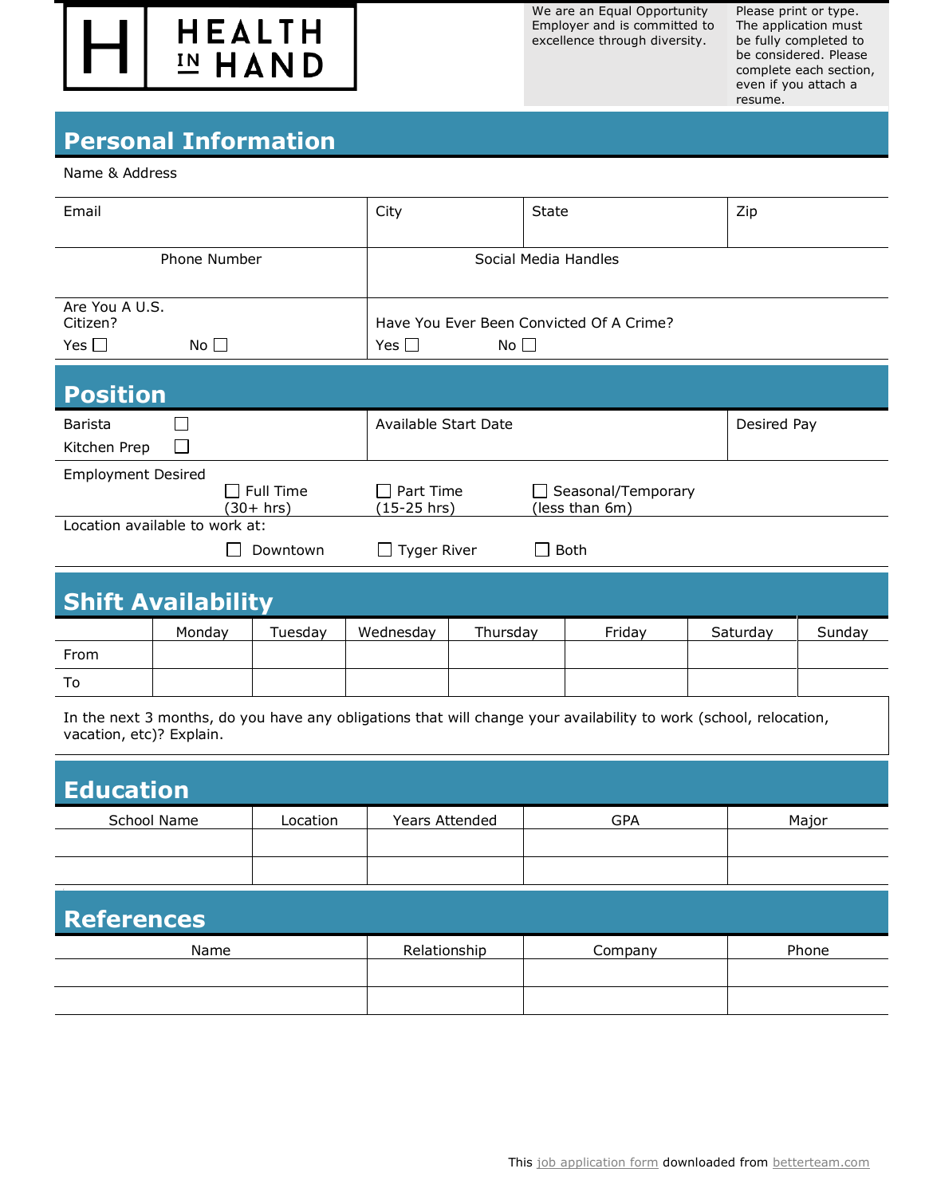# HEALTH IN HAND

We are an Equal Opportunity Employer and is committed to excellence through diversity.

Please print or type. The application must be fully completed to be considered. Please complete each section, even if you attach a resume.

## Personal Information

Name & Address

| Email | City | State | Zip |
|---|---|---|---|
| | | | |

| Phone Number | Social Media Handles |
|---|---|
| | |

| Are You A U.S. Citizen? | Have You Ever Been Convicted Of A Crime? |
|---|---|
| Yes ☐ No ☐ | Yes ☐ No ☐ |

## Position

| Position | Available Start Date | Desired Pay |
|---|---|---|
| Barista ☐<br>Kitchen Prep ☐ | | |

Employment Desired

☐ Full Time (30+ hrs) ☐ Part Time (15-25 hrs) ☐ Seasonal/Temporary (less than 6m)

Location available to work at:

☐ Downtown ☐ Tyger River ☐ Both

## Shift Availability

| | Monday | Tuesday | Wednesday | Thursday | Friday | Saturday | Sunday |
|---|---|---|---|---|---|---|---|
| From | | | | | | | |
| To | | | | | | | |

In the next 3 months, do you have any obligations that will change your availability to work (school, relocation, vacation, etc)? Explain.

## Education

| School Name | Location | Years Attended | GPA | Major |
|---|---|---|---|---|
| | | | | |
| | | | | |

## References

| Name | Relationship | Company | Phone |
|---|---|---|---|
| | | | |
| | | | |

This job application form downloaded from betterteam.com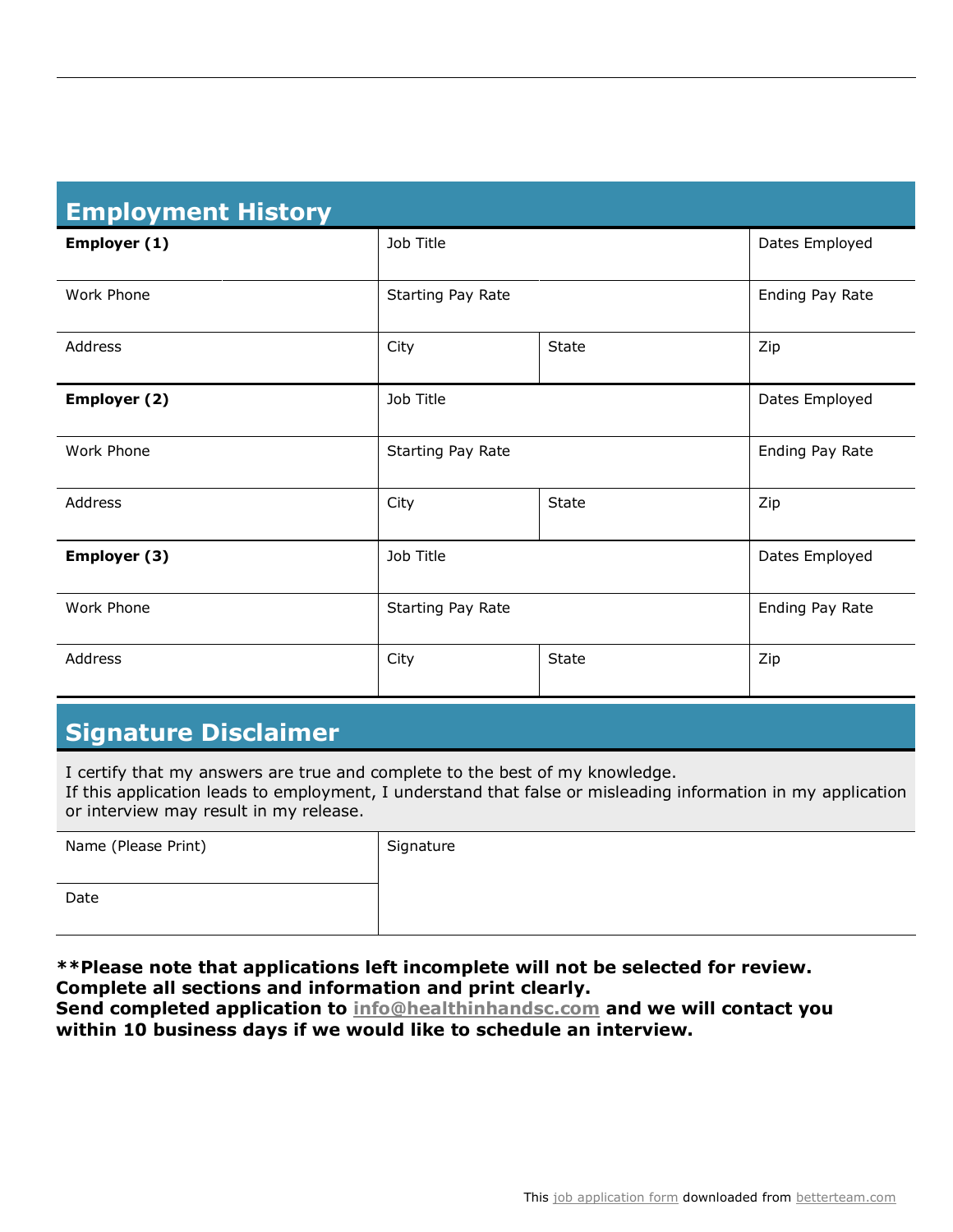## Employment History

| | | | |
|---|---|---|---|
| **Employer (1)** | Job Title | | Dates Employed |
| Work Phone | Starting Pay Rate | | Ending Pay Rate |
| Address | City | State | Zip |
| **Employer (2)** | Job Title | | Dates Employed |
| Work Phone | Starting Pay Rate | | Ending Pay Rate |
| Address | City | State | Zip |
| **Employer (3)** | Job Title | | Dates Employed |
| Work Phone | Starting Pay Rate | | Ending Pay Rate |
| Address | City | State | Zip |

## Signature Disclaimer

I certify that my answers are true and complete to the best of my knowledge.
If this application leads to employment, I understand that false or misleading information in my application or interview may result in my release.

| | |
|---|---|
| Name (Please Print) | Signature |
| Date | |

**\*\*Please note that applications left incomplete will not be selected for review. Complete all sections and information and print clearly. Send completed application to info@healthinhandsc.com and we will contact you within 10 business days if we would like to schedule an interview.**

This job application form downloaded from betterteam.com